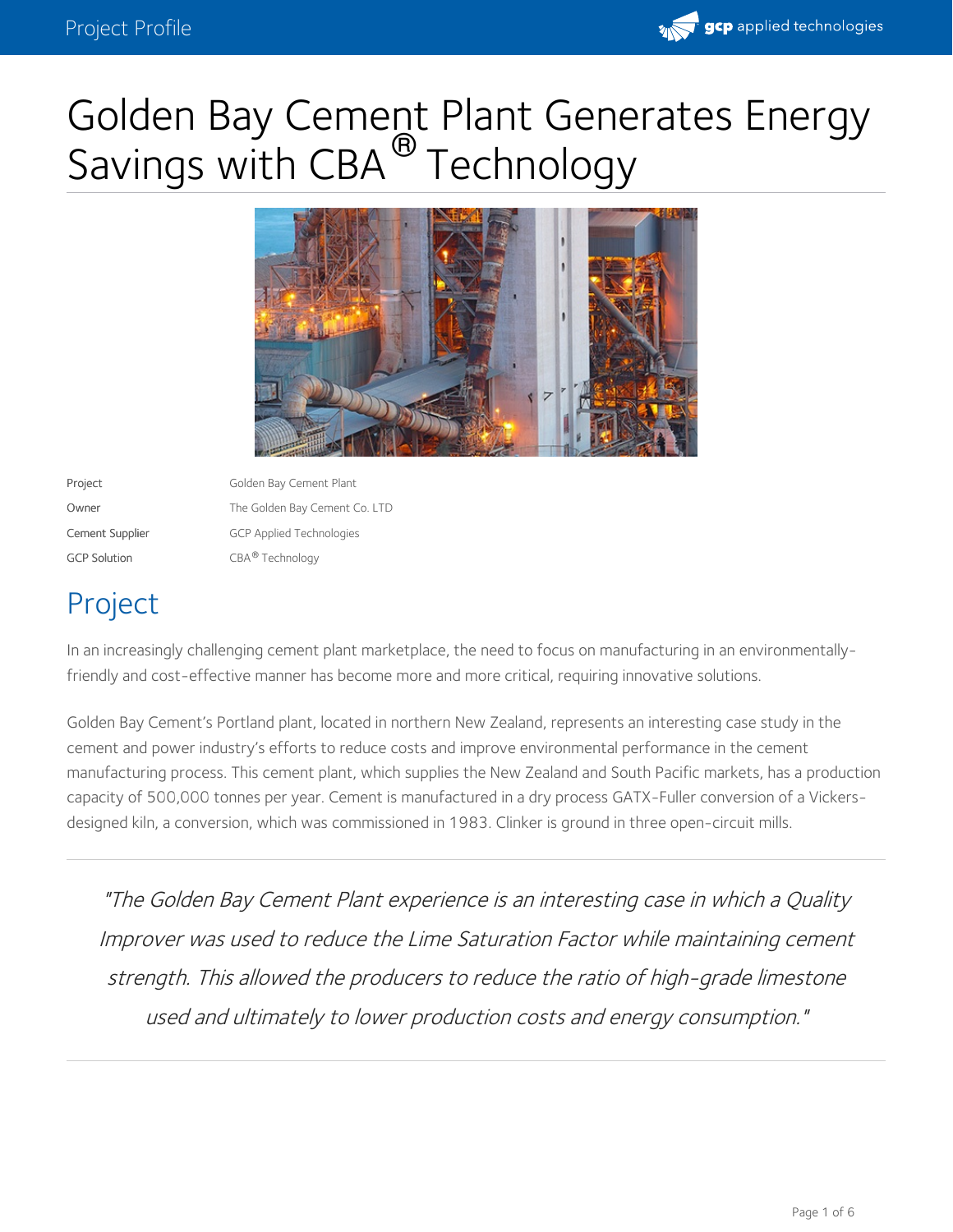# Golden Bay Cement Plant Generates Energy Savings with CBA® Technology

| | |
|---|---|
| Project | Golden Bay Cement Plant |
| Owner | The Golden Bay Cement Co. LTD |
| Cement Supplier | GCP Applied Technologies |
| GCP Solution | CBA® Technology |

## Project

In an increasingly challenging cement plant marketplace, the need to focus on manufacturing in an environmentally-friendly and cost-effective manner has become more and more critical, requiring innovative solutions.

Golden Bay Cement's Portland plant, located in northern New Zealand, represents an interesting case study in the cement and power industry's efforts to reduce costs and improve environmental performance in the cement manufacturing process. This cement plant, which supplies the New Zealand and South Pacific markets, has a production capacity of 500,000 tonnes per year. Cement is manufactured in a dry process GATX-Fuller conversion of a Vickers-designed kiln, a conversion, which was commissioned in 1983. Clinker is ground in three open-circuit mills.

> *"The Golden Bay Cement Plant experience is an interesting case in which a Quality Improver was used to reduce the Lime Saturation Factor while maintaining cement strength. This allowed the producers to reduce the ratio of high-grade limestone used and ultimately to lower production costs and energy consumption."*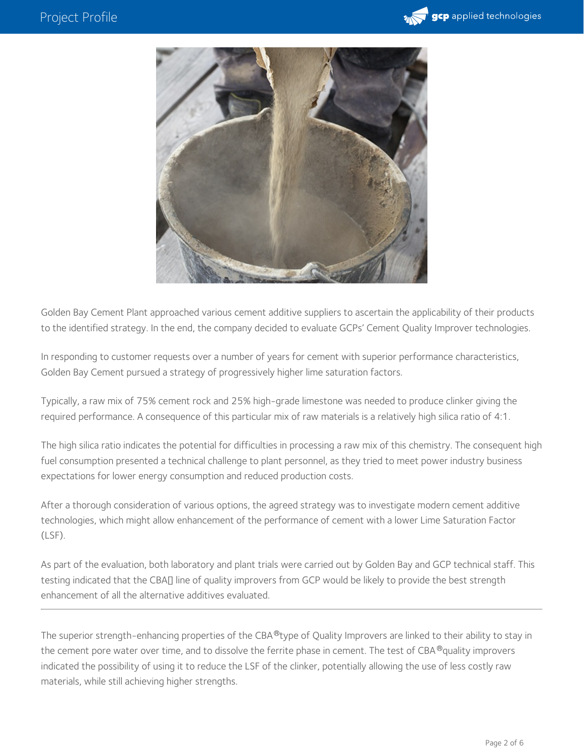Golden Bay Cement Plant approached various cement additive suppliers to ascertain the applicability of their products to the identified strategy. In the end, the company decided to evaluate GCPs' Cement Quality Improver technologies.

In responding to customer requests over a number of years for cement with superior performance characteristics, Golden Bay Cement pursued a strategy of progressively higher lime saturation factors.

Typically, a raw mix of 75% cement rock and 25% high-grade limestone was needed to produce clinker giving the required performance. A consequence of this particular mix of raw materials is a relatively high silica ratio of 4:1.

The high silica ratio indicates the potential for difficulties in processing a raw mix of this chemistry. The consequent high fuel consumption presented a technical challenge to plant personnel, as they tried to meet power industry business expectations for lower energy consumption and reduced production costs.

After a thorough consideration of various options, the agreed strategy was to investigate modern cement additive technologies, which might allow enhancement of the performance of cement with a lower Lime Saturation Factor (LSF).

As part of the evaluation, both laboratory and plant trials were carried out by Golden Bay and GCP technical staff. This testing indicated that the CBA line of quality improvers from GCP would be likely to provide the best strength enhancement of all the alternative additives evaluated.

---

The superior strength-enhancing properties of the CBA®type of Quality Improvers are linked to their ability to stay in the cement pore water over time, and to dissolve the ferrite phase in cement. The test of CBA®quality improvers indicated the possibility of using it to reduce the LSF of the clinker, potentially allowing the use of less costly raw materials, while still achieving higher strengths.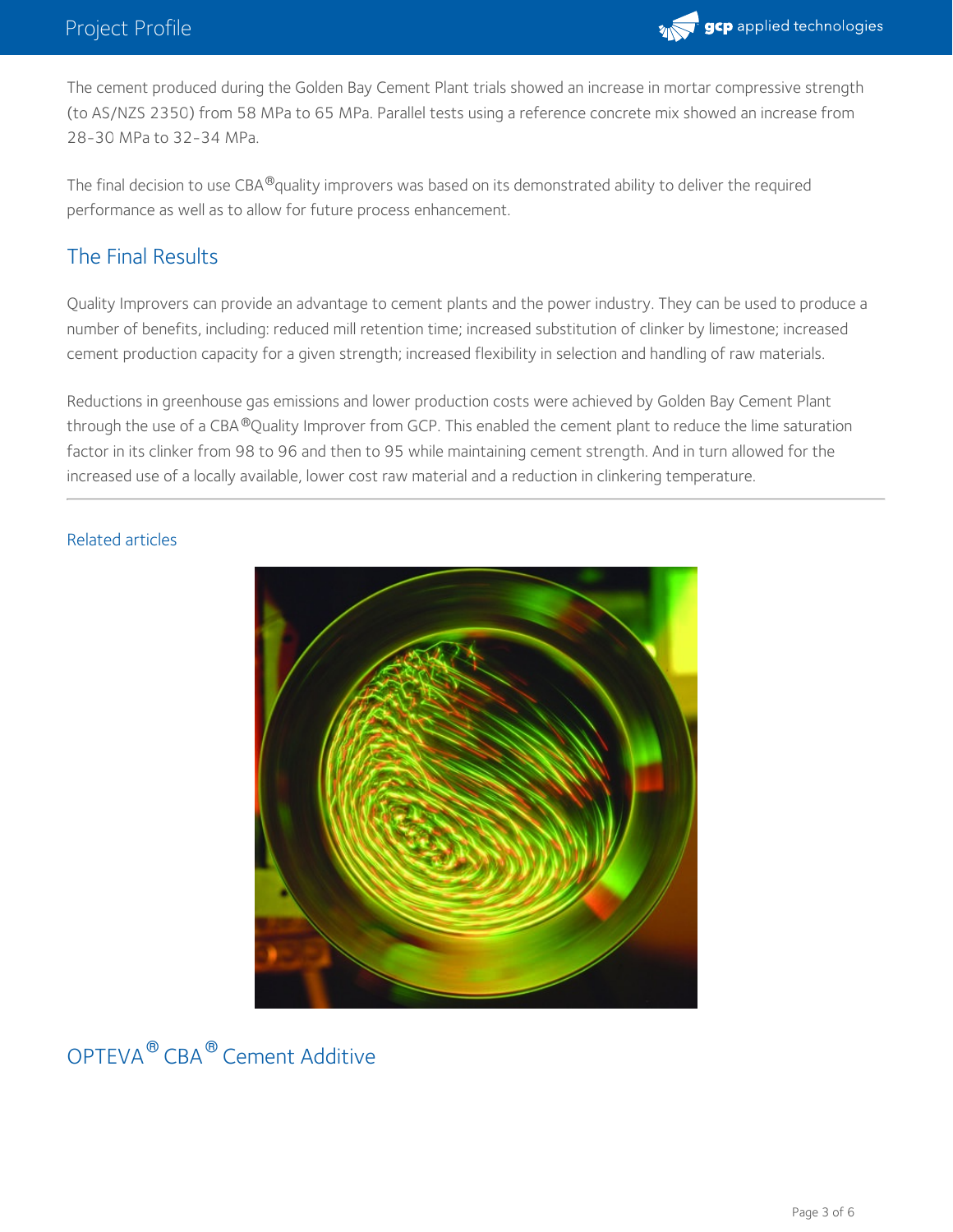The cement produced during the Golden Bay Cement Plant trials showed an increase in mortar compressive strength (to AS/NZS 2350) from 58 MPa to 65 MPa. Parallel tests using a reference concrete mix showed an increase from 28-30 MPa to 32-34 MPa.

The final decision to use CBA®quality improvers was based on its demonstrated ability to deliver the required performance as well as to allow for future process enhancement.

## The Final Results

Quality Improvers can provide an advantage to cement plants and the power industry. They can be used to produce a number of benefits, including: reduced mill retention time; increased substitution of clinker by limestone; increased cement production capacity for a given strength; increased flexibility in selection and handling of raw materials.

Reductions in greenhouse gas emissions and lower production costs were achieved by Golden Bay Cement Plant through the use of a CBA®Quality Improver from GCP. This enabled the cement plant to reduce the lime saturation factor in its clinker from 98 to 96 and then to 95 while maintaining cement strength. And in turn allowed for the increased use of a locally available, lower cost raw material and a reduction in clinkering temperature.

---

Related articles

## OPTEVA® CBA® Cement Additive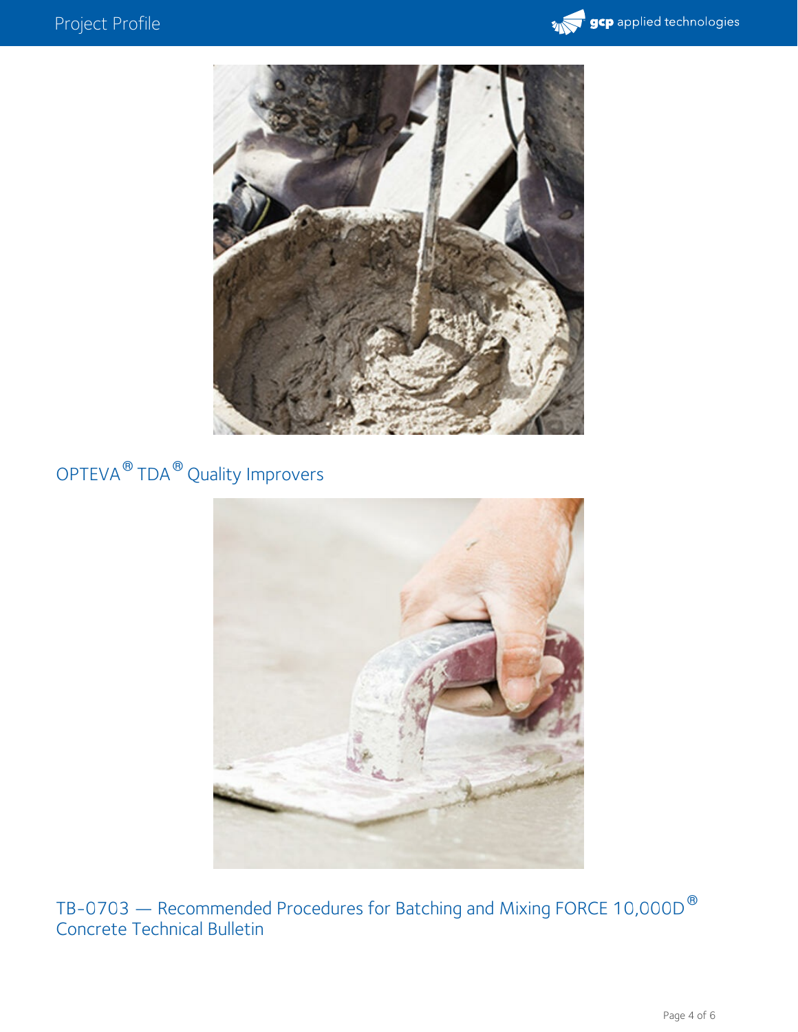OPTEVA® TDA® Quality Improvers

TB-0703 — Recommended Procedures for Batching and Mixing FORCE 10,000D® Concrete Technical Bulletin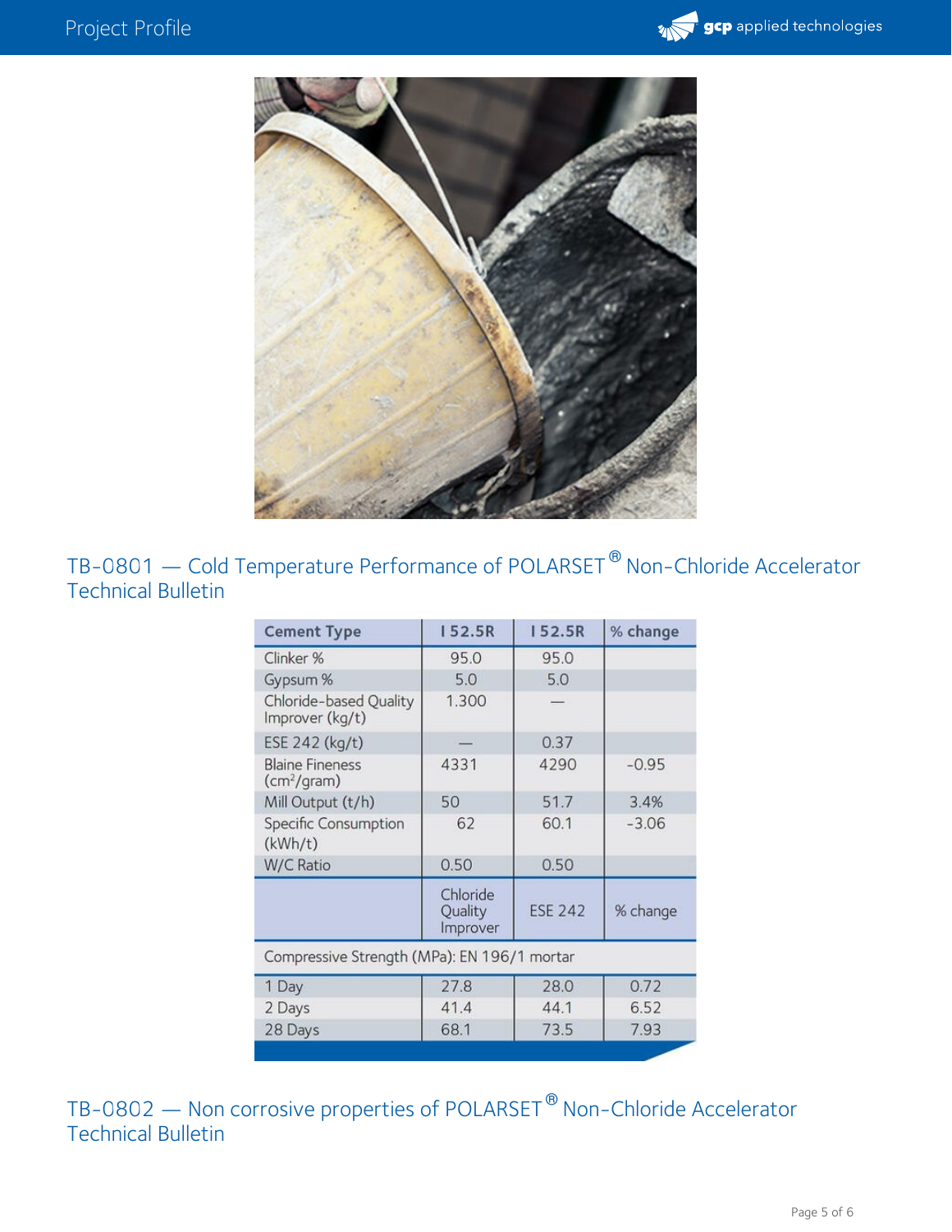## TB-0801 — Cold Temperature Performance of POLARSET® Non-Chloride Accelerator Technical Bulletin

| Cement Type | I 52.5R | I 52.5R | % change |
|---|---|---|---|
| Clinker % | 95.0 | 95.0 | |
| Gypsum % | 5.0 | 5.0 | |
| Chloride-based Quality Improver (kg/t) | 1.300 | — | |
| ESE 242 (kg/t) | — | 0.37 | |
| Blaine Fineness ($cm^2$/gram) | 4331 | 4290 | -0.95 |
| Mill Output (t/h) | 50 | 51.7 | 3.4% |
| Specific Consumption (kWh/t) | 62 | 60.1 | -3.06 |
| W/C Ratio | 0.50 | 0.50 | |
| | Chloride Quality Improver | ESE 242 | % change |
| Compressive Strength (MPa): EN 196/1 mortar | | | |
| 1 Day | 27.8 | 28.0 | 0.72 |
| 2 Days | 41.4 | 44.1 | 6.52 |
| 28 Days | 68.1 | 73.5 | 7.93 |

## TB-0802 — Non corrosive properties of POLARSET® Non-Chloride Accelerator Technical Bulletin